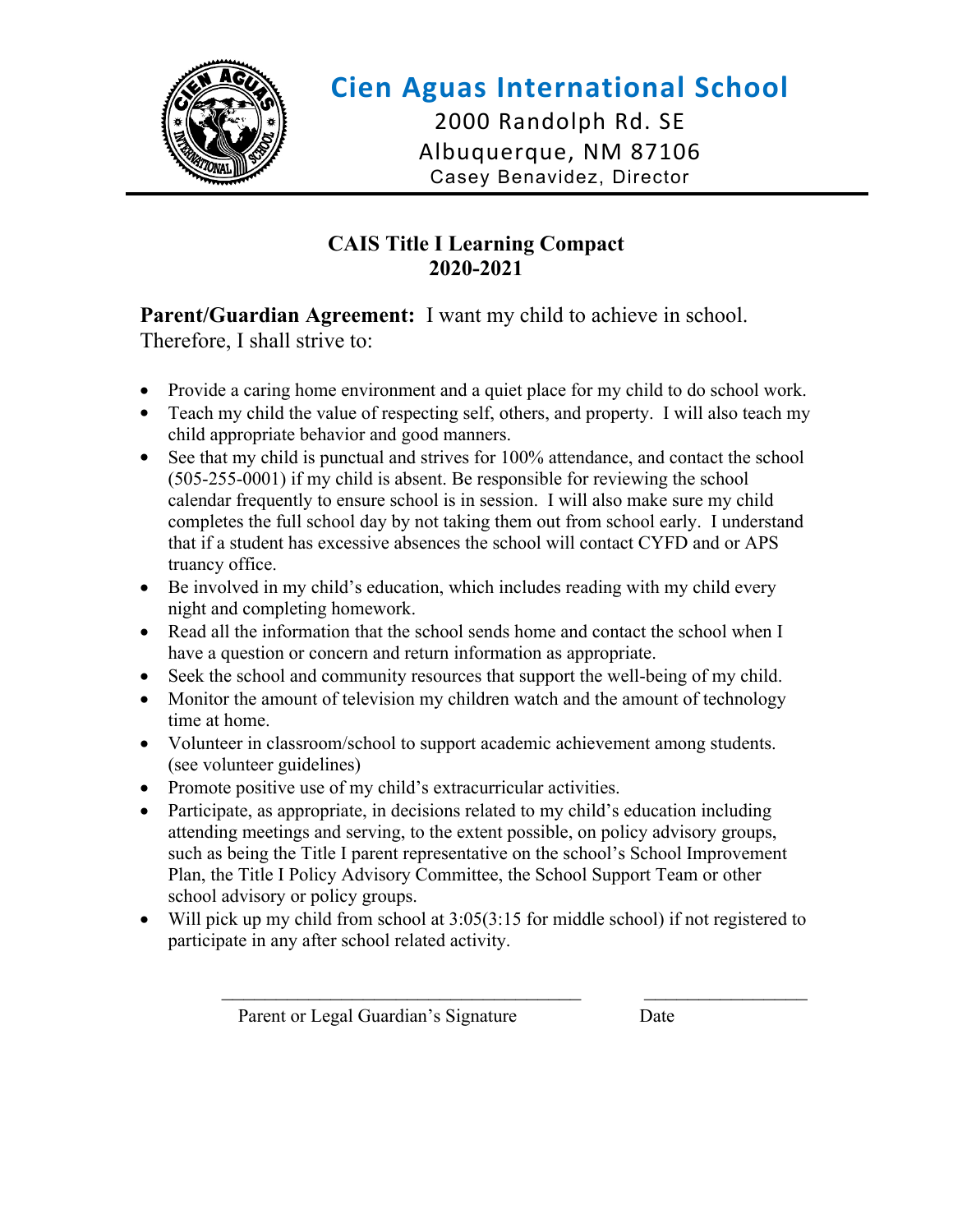# Cien Aguas International School

2000 Randolph Rd. SE
Albuquerque, NM 87106
Casey Benavidez, Director

## CAIS Title I Learning Compact
## 2020-2021

**Parent/Guardian Agreement:** I want my child to achieve in school. Therefore, I shall strive to:

- Provide a caring home environment and a quiet place for my child to do school work.
- Teach my child the value of respecting self, others, and property. I will also teach my child appropriate behavior and good manners.
- See that my child is punctual and strives for 100% attendance, and contact the school (505-255-0001) if my child is absent. Be responsible for reviewing the school calendar frequently to ensure school is in session. I will also make sure my child completes the full school day by not taking them out from school early. I understand that if a student has excessive absences the school will contact CYFD and or APS truancy office.
- Be involved in my child's education, which includes reading with my child every night and completing homework.
- Read all the information that the school sends home and contact the school when I have a question or concern and return information as appropriate.
- Seek the school and community resources that support the well-being of my child.
- Monitor the amount of television my children watch and the amount of technology time at home.
- Volunteer in classroom/school to support academic achievement among students. (see volunteer guidelines)
- Promote positive use of my child's extracurricular activities.
- Participate, as appropriate, in decisions related to my child's education including attending meetings and serving, to the extent possible, on policy advisory groups, such as being the Title I parent representative on the school's School Improvement Plan, the Title I Policy Advisory Committee, the School Support Team or other school advisory or policy groups.
- Will pick up my child from school at 3:05(3:15 for middle school) if not registered to participate in any after school related activity.

\_\_\_\_\_\_\_\_\_\_\_\_\_\_\_\_\_\_\_\_\_\_\_\_\_\_\_\_\_\_\_\_\_\_\_\_\_\_\_\_ \_\_\_\_\_\_\_\_\_\_\_\_\_\_\_\_\_\_\_\_

Parent or Legal Guardian's Signature Date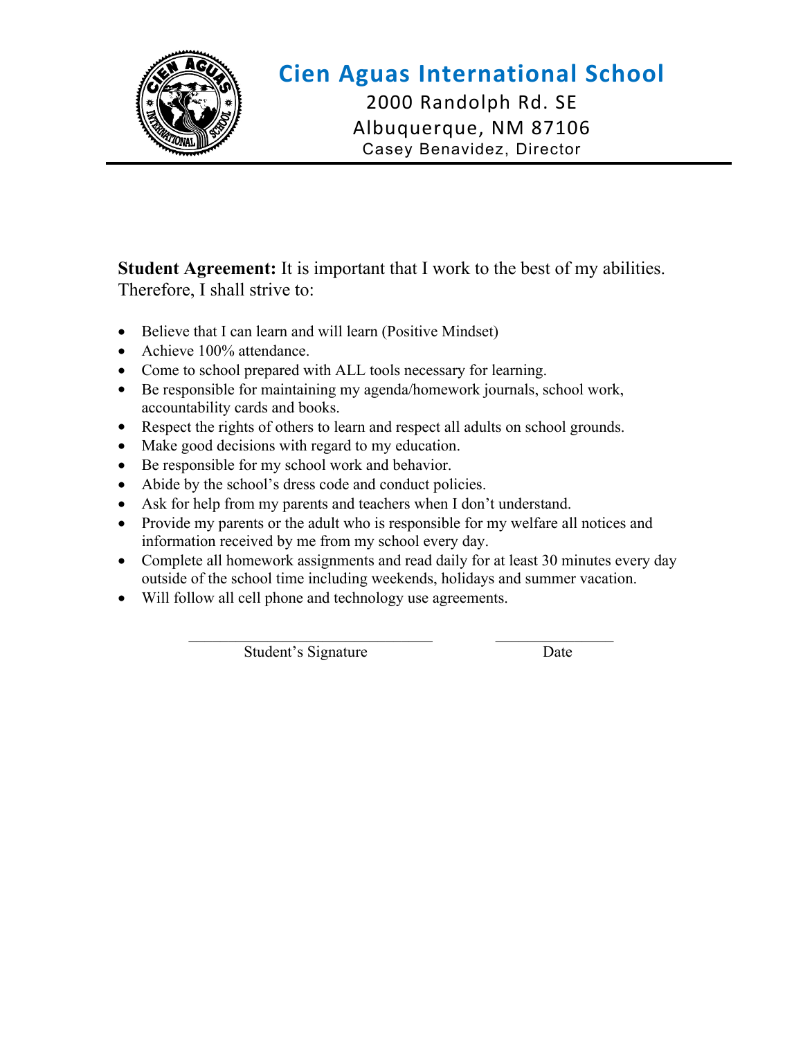# Cien Aguas International School

2000 Randolph Rd. SE
Albuquerque, NM 87106
Casey Benavidez, Director

---

**Student Agreement:** It is important that I work to the best of my abilities. Therefore, I shall strive to:

- Believe that I can learn and will learn (Positive Mindset)
- Achieve 100% attendance.
- Come to school prepared with ALL tools necessary for learning.
- Be responsible for maintaining my agenda/homework journals, school work, accountability cards and books.
- Respect the rights of others to learn and respect all adults on school grounds.
- Make good decisions with regard to my education.
- Be responsible for my school work and behavior.
- Abide by the school's dress code and conduct policies.
- Ask for help from my parents and teachers when I don't understand.
- Provide my parents or the adult who is responsible for my welfare all notices and information received by me from my school every day.
- Complete all homework assignments and read daily for at least 30 minutes every day outside of the school time including weekends, holidays and summer vacation.
- Will follow all cell phone and technology use agreements.

________________________________ Student's Signature

_______________ Date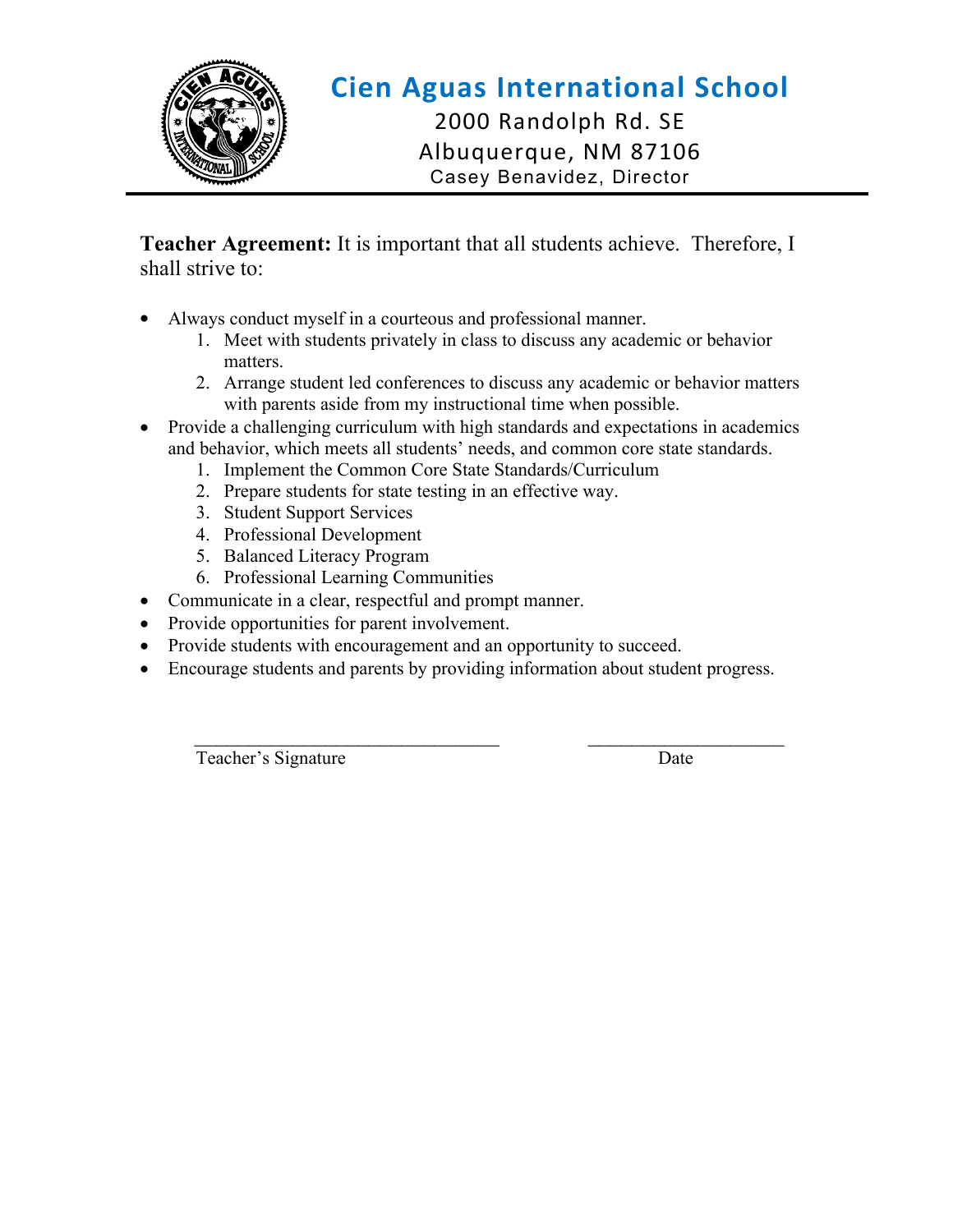# Cien Aguas International School

2000 Randolph Rd. SE
Albuquerque, NM 87106
Casey Benavidez, Director

---

**Teacher Agreement:** It is important that all students achieve. Therefore, I shall strive to:

- Always conduct myself in a courteous and professional manner.
    1. Meet with students privately in class to discuss any academic or behavior matters.
    2. Arrange student led conferences to discuss any academic or behavior matters with parents aside from my instructional time when possible.
- Provide a challenging curriculum with high standards and expectations in academics and behavior, which meets all students' needs, and common core state standards.
    1. Implement the Common Core State Standards/Curriculum
    2. Prepare students for state testing in an effective way.
    3. Student Support Services
    4. Professional Development
    5. Balanced Literacy Program
    6. Professional Learning Communities
- Communicate in a clear, respectful and prompt manner.
- Provide opportunities for parent involvement.
- Provide students with encouragement and an opportunity to succeed.
- Encourage students and parents by providing information about student progress.

_________________________________ Teacher's Signature

_____________________ Date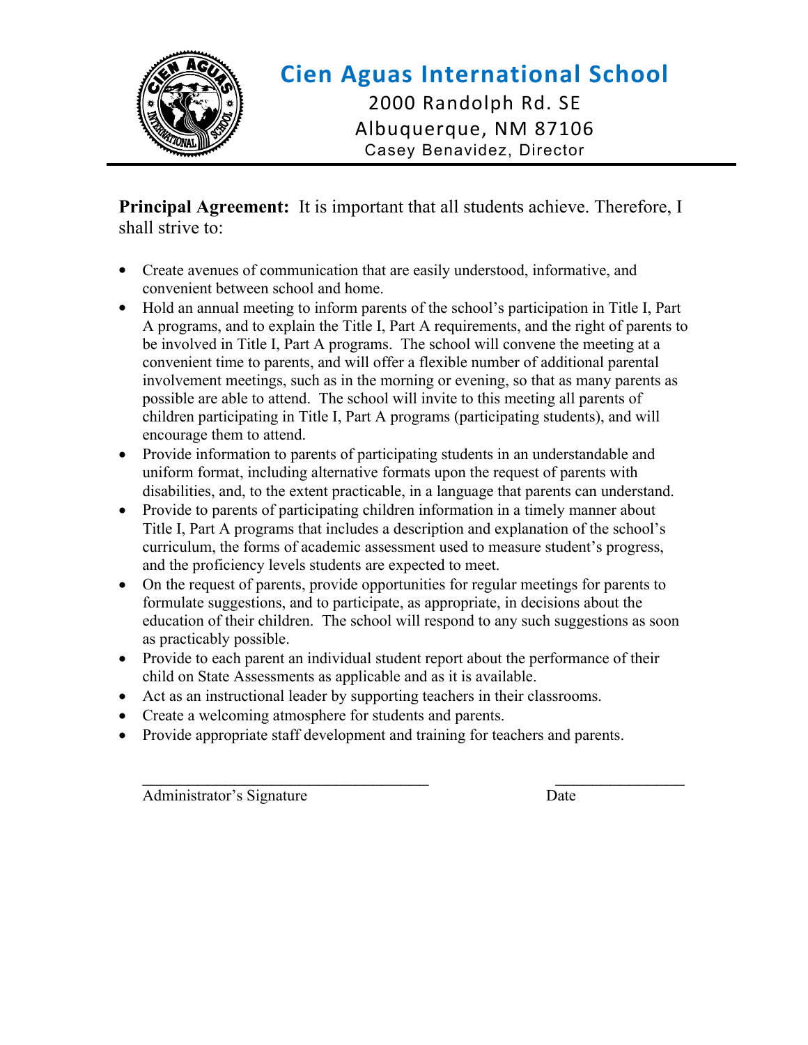# Cien Aguas International School

2000 Randolph Rd. SE
Albuquerque, NM 87106
Casey Benavidez, Director

**Principal Agreement:** It is important that all students achieve. Therefore, I shall strive to:

- Create avenues of communication that are easily understood, informative, and convenient between school and home.
- Hold an annual meeting to inform parents of the school's participation in Title I, Part A programs, and to explain the Title I, Part A requirements, and the right of parents to be involved in Title I, Part A programs. The school will convene the meeting at a convenient time to parents, and will offer a flexible number of additional parental involvement meetings, such as in the morning or evening, so that as many parents as possible are able to attend. The school will invite to this meeting all parents of children participating in Title I, Part A programs (participating students), and will encourage them to attend.
- Provide information to parents of participating students in an understandable and uniform format, including alternative formats upon the request of parents with disabilities, and, to the extent practicable, in a language that parents can understand.
- Provide to parents of participating children information in a timely manner about Title I, Part A programs that includes a description and explanation of the school's curriculum, the forms of academic assessment used to measure student's progress, and the proficiency levels students are expected to meet.
- On the request of parents, provide opportunities for regular meetings for parents to formulate suggestions, and to participate, as appropriate, in decisions about the education of their children. The school will respond to any such suggestions as soon as practicably possible.
- Provide to each parent an individual student report about the performance of their child on State Assessments as applicable and as it is available.
- Act as an instructional leader by supporting teachers in their classrooms.
- Create a welcoming atmosphere for students and parents.
- Provide appropriate staff development and training for teachers and parents.

\_\_\_\_\_\_\_\_\_\_\_\_\_\_\_\_\_\_\_\_\_\_\_\_\_\_\_\_\_\_\_\_\_\_\_\_ \_\_\_\_\_\_\_\_\_\_\_\_\_\_\_\_
Administrator's Signature Date